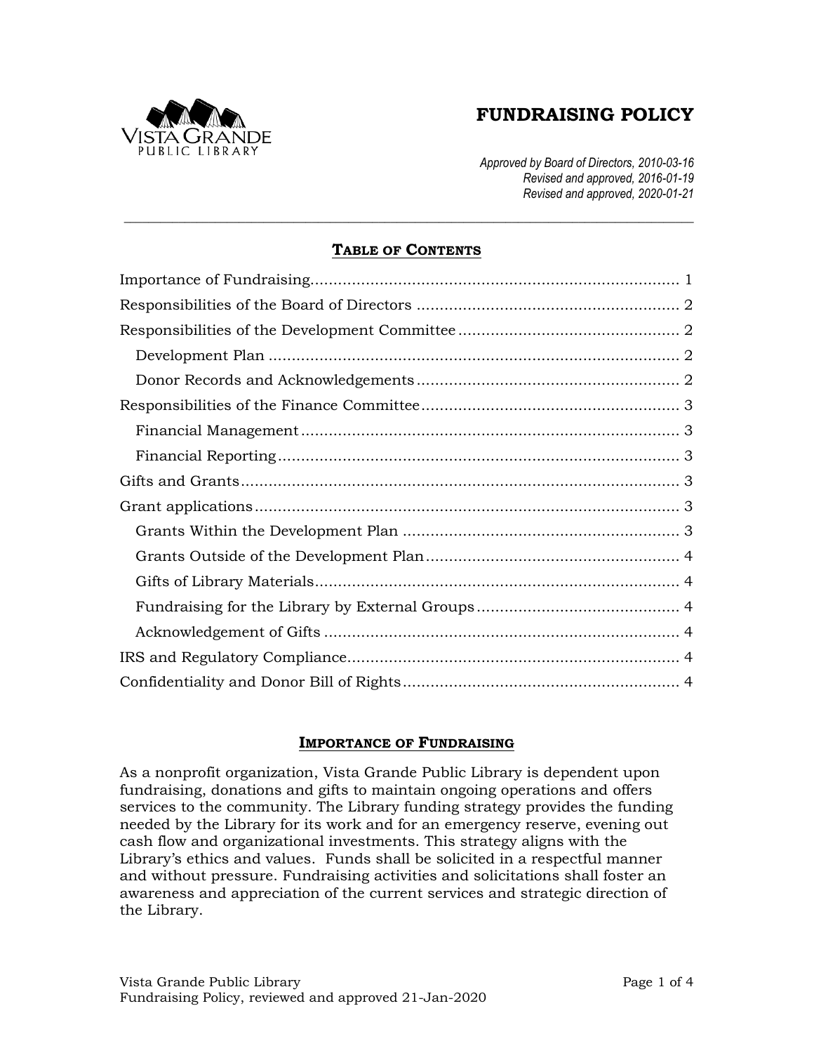# FUNDRAISING POLICY

*Approved by Board of Directors, 2010-03-16*
*Revised and approved, 2016-01-19*
*Revised and approved, 2020-01-21*

---

## TABLE OF CONTENTS

Importance of Fundraising ........ 1
Responsibilities of the Board of Directors ........ 2
Responsibilities of the Development Committee ........ 2
  Development Plan ........ 2
  Donor Records and Acknowledgements ........ 2
Responsibilities of the Finance Committee ........ 3
  Financial Management ........ 3
  Financial Reporting ........ 3
Gifts and Grants ........ 3
Grant applications ........ 3
  Grants Within the Development Plan ........ 3
  Grants Outside of the Development Plan ........ 4
  Gifts of Library Materials ........ 4
  Fundraising for the Library by External Groups ........ 4
  Acknowledgement of Gifts ........ 4
IRS and Regulatory Compliance ........ 4
Confidentiality and Donor Bill of Rights ........ 4

## IMPORTANCE OF FUNDRAISING

As a nonprofit organization, Vista Grande Public Library is dependent upon fundraising, donations and gifts to maintain ongoing operations and offers services to the community. The Library funding strategy provides the funding needed by the Library for its work and for an emergency reserve, evening out cash flow and organizational investments. This strategy aligns with the Library's ethics and values. Funds shall be solicited in a respectful manner and without pressure. Fundraising activities and solicitations shall foster an awareness and appreciation of the current services and strategic direction of the Library.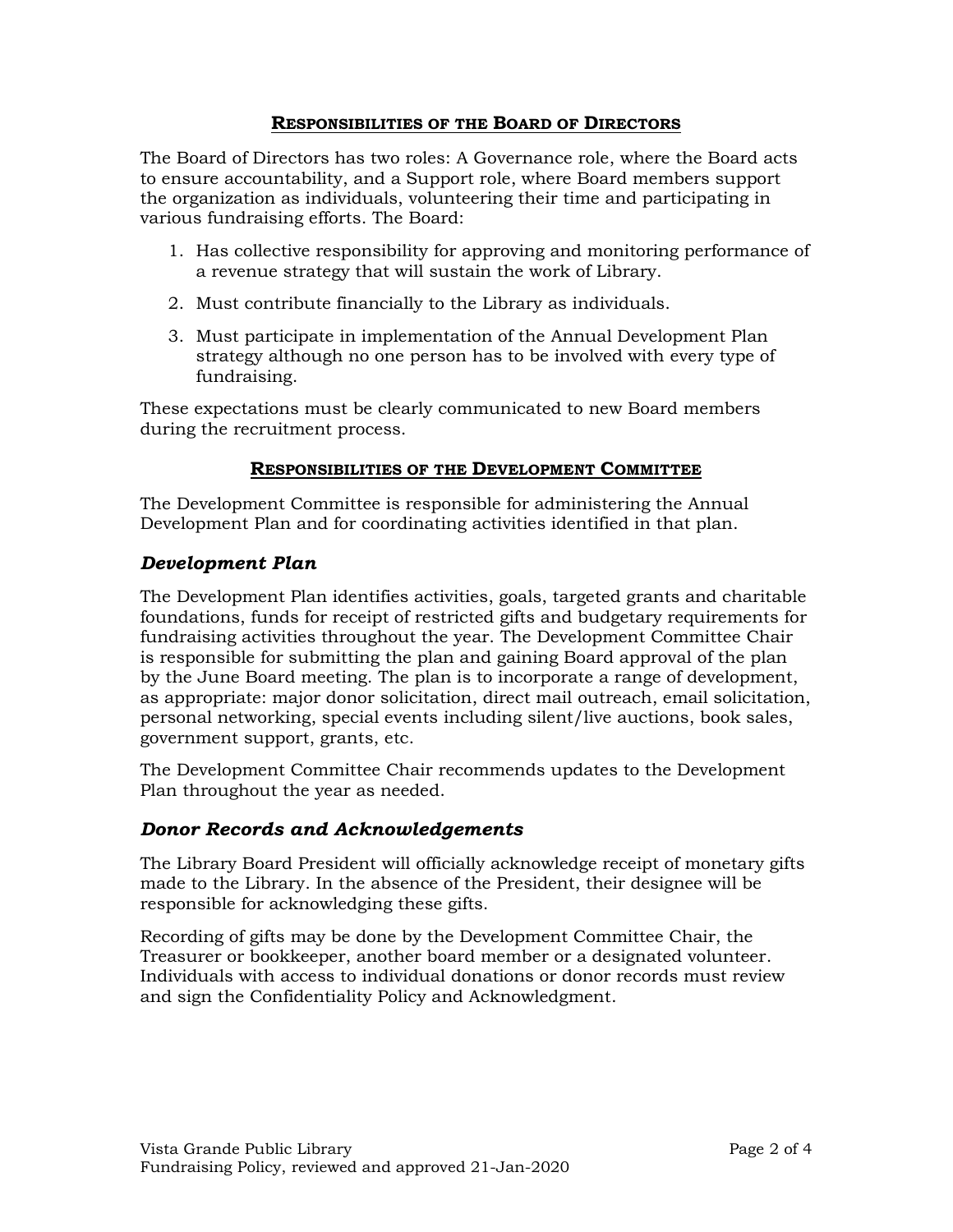## Responsibilities of the Board of Directors

The Board of Directors has two roles: A Governance role, where the Board acts to ensure accountability, and a Support role, where Board members support the organization as individuals, volunteering their time and participating in various fundraising efforts. The Board:

1. Has collective responsibility for approving and monitoring performance of a revenue strategy that will sustain the work of Library.
2. Must contribute financially to the Library as individuals.
3. Must participate in implementation of the Annual Development Plan strategy although no one person has to be involved with every type of fundraising.

These expectations must be clearly communicated to new Board members during the recruitment process.

## Responsibilities of the Development Committee

The Development Committee is responsible for administering the Annual Development Plan and for coordinating activities identified in that plan.

### *Development Plan*

The Development Plan identifies activities, goals, targeted grants and charitable foundations, funds for receipt of restricted gifts and budgetary requirements for fundraising activities throughout the year. The Development Committee Chair is responsible for submitting the plan and gaining Board approval of the plan by the June Board meeting. The plan is to incorporate a range of development, as appropriate: major donor solicitation, direct mail outreach, email solicitation, personal networking, special events including silent/live auctions, book sales, government support, grants, etc.

The Development Committee Chair recommends updates to the Development Plan throughout the year as needed.

### *Donor Records and Acknowledgements*

The Library Board President will officially acknowledge receipt of monetary gifts made to the Library. In the absence of the President, their designee will be responsible for acknowledging these gifts.

Recording of gifts may be done by the Development Committee Chair, the Treasurer or bookkeeper, another board member or a designated volunteer. Individuals with access to individual donations or donor records must review and sign the Confidentiality Policy and Acknowledgment.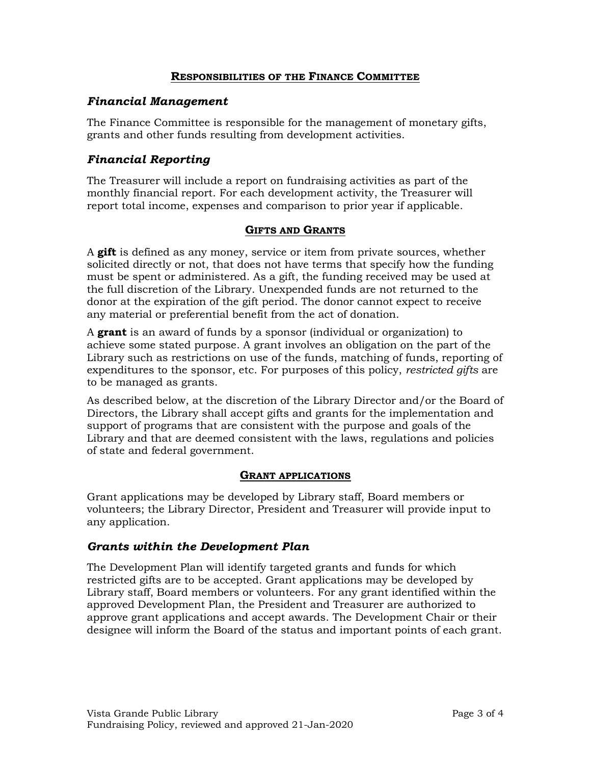## Responsibilities of the Finance Committee

### *Financial Management*

The Finance Committee is responsible for the management of monetary gifts, grants and other funds resulting from development activities.

### *Financial Reporting*

The Treasurer will include a report on fundraising activities as part of the monthly financial report. For each development activity, the Treasurer will report total income, expenses and comparison to prior year if applicable.

## Gifts and Grants

A **gift** is defined as any money, service or item from private sources, whether solicited directly or not, that does not have terms that specify how the funding must be spent or administered. As a gift, the funding received may be used at the full discretion of the Library. Unexpended funds are not returned to the donor at the expiration of the gift period. The donor cannot expect to receive any material or preferential benefit from the act of donation.

A **grant** is an award of funds by a sponsor (individual or organization) to achieve some stated purpose. A grant involves an obligation on the part of the Library such as restrictions on use of the funds, matching of funds, reporting of expenditures to the sponsor, etc. For purposes of this policy, *restricted gifts* are to be managed as grants.

As described below, at the discretion of the Library Director and/or the Board of Directors, the Library shall accept gifts and grants for the implementation and support of programs that are consistent with the purpose and goals of the Library and that are deemed consistent with the laws, regulations and policies of state and federal government.

## Grant applications

Grant applications may be developed by Library staff, Board members or volunteers; the Library Director, President and Treasurer will provide input to any application.

### *Grants within the Development Plan*

The Development Plan will identify targeted grants and funds for which restricted gifts are to be accepted. Grant applications may be developed by Library staff, Board members or volunteers. For any grant identified within the approved Development Plan, the President and Treasurer are authorized to approve grant applications and accept awards. The Development Chair or their designee will inform the Board of the status and important points of each grant.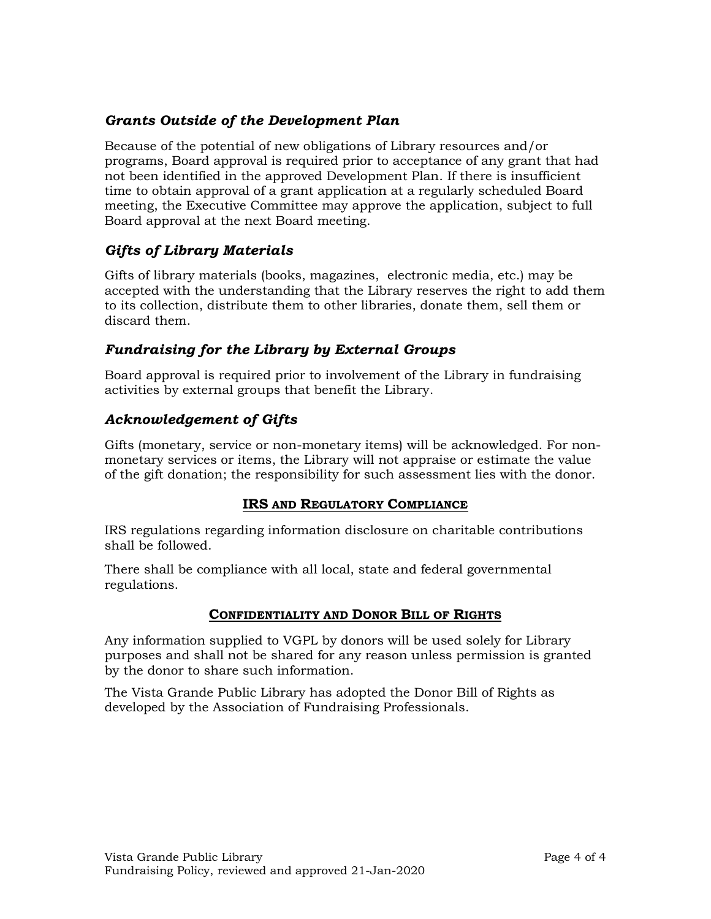### *Grants Outside of the Development Plan*

Because of the potential of new obligations of Library resources and/or programs, Board approval is required prior to acceptance of any grant that had not been identified in the approved Development Plan. If there is insufficient time to obtain approval of a grant application at a regularly scheduled Board meeting, the Executive Committee may approve the application, subject to full Board approval at the next Board meeting.

### *Gifts of Library Materials*

Gifts of library materials (books, magazines, electronic media, etc.) may be accepted with the understanding that the Library reserves the right to add them to its collection, distribute them to other libraries, donate them, sell them or discard them.

### *Fundraising for the Library by External Groups*

Board approval is required prior to involvement of the Library in fundraising activities by external groups that benefit the Library.

### *Acknowledgement of Gifts*

Gifts (monetary, service or non-monetary items) will be acknowledged. For non-monetary services or items, the Library will not appraise or estimate the value of the gift donation; the responsibility for such assessment lies with the donor.

## IRS and Regulatory Compliance

IRS regulations regarding information disclosure on charitable contributions shall be followed.

There shall be compliance with all local, state and federal governmental regulations.

## Confidentiality and Donor Bill of Rights

Any information supplied to VGPL by donors will be used solely for Library purposes and shall not be shared for any reason unless permission is granted by the donor to share such information.

The Vista Grande Public Library has adopted the Donor Bill of Rights as developed by the Association of Fundraising Professionals.